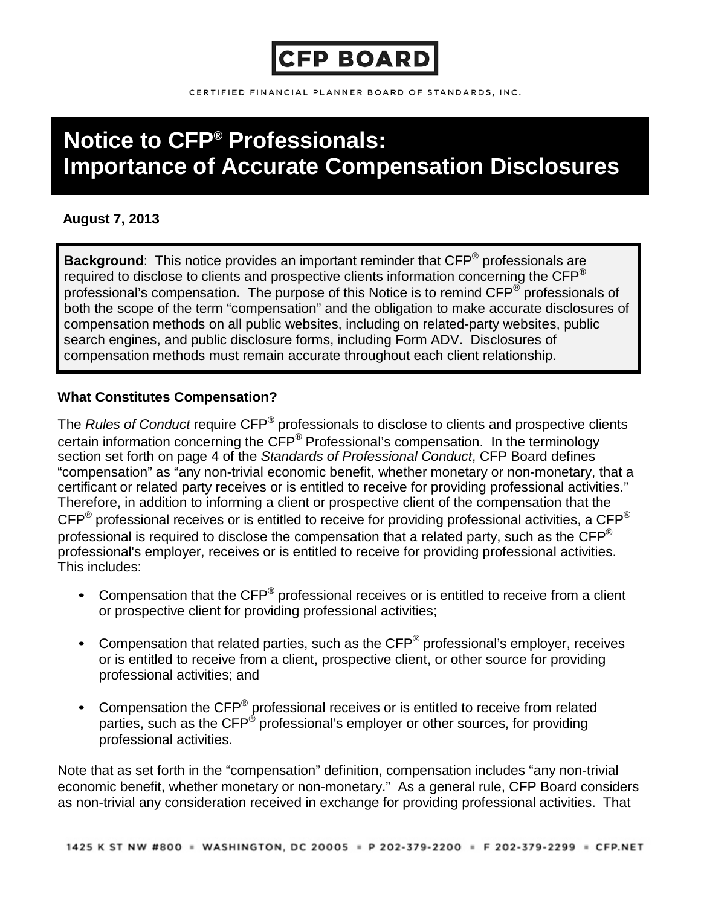CFP BOARD

CERTIFIED FINANCIAL PLANNER BOARD OF STANDARDS, INC.

# Notice to CFP® Professionals: Importance of Accurate Compensation Disclosures

**August 7, 2013**

**Background**: This notice provides an important reminder that CFP® professionals are required to disclose to clients and prospective clients information concerning the CFP® professional's compensation. The purpose of this Notice is to remind CFP® professionals of both the scope of the term "compensation" and the obligation to make accurate disclosures of compensation methods on all public websites, including on related-party websites, public search engines, and public disclosure forms, including Form ADV. Disclosures of compensation methods must remain accurate throughout each client relationship.

### What Constitutes Compensation?

The *Rules of Conduct* require CFP® professionals to disclose to clients and prospective clients certain information concerning the CFP® Professional's compensation. In the terminology section set forth on page 4 of the *Standards of Professional Conduct*, CFP Board defines "compensation" as "any non-trivial economic benefit, whether monetary or non-monetary, that a certificant or related party receives or is entitled to receive for providing professional activities." Therefore, in addition to informing a client or prospective client of the compensation that the CFP® professional receives or is entitled to receive for providing professional activities, a CFP® professional is required to disclose the compensation that a related party, such as the CFP® professional's employer, receives or is entitled to receive for providing professional activities. This includes:

- Compensation that the CFP® professional receives or is entitled to receive from a client or prospective client for providing professional activities;
- Compensation that related parties, such as the CFP® professional's employer, receives or is entitled to receive from a client, prospective client, or other source for providing professional activities; and
- Compensation the CFP® professional receives or is entitled to receive from related parties, such as the CFP® professional's employer or other sources, for providing professional activities.

Note that as set forth in the "compensation" definition, compensation includes "any non-trivial economic benefit, whether monetary or non-monetary." As a general rule, CFP Board considers as non-trivial any consideration received in exchange for providing professional activities. That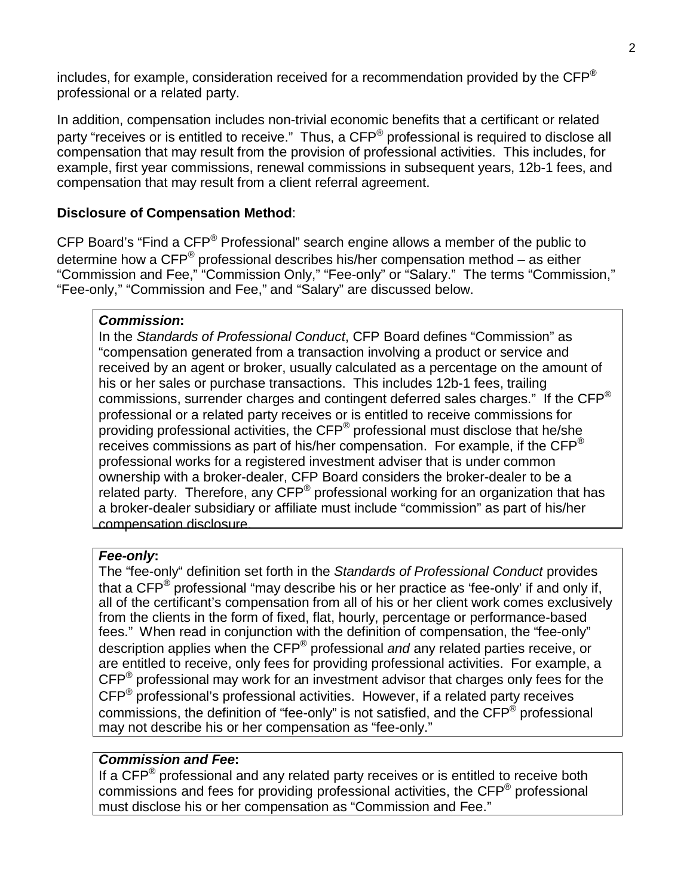includes, for example, consideration received for a recommendation provided by the CFP® professional or a related party.

In addition, compensation includes non-trivial economic benefits that a certificant or related party "receives or is entitled to receive." Thus, a CFP® professional is required to disclose all compensation that may result from the provision of professional activities. This includes, for example, first year commissions, renewal commissions in subsequent years, 12b-1 fees, and compensation that may result from a client referral agreement.

**Disclosure of Compensation Method**:

CFP Board's "Find a CFP® Professional" search engine allows a member of the public to determine how a CFP® professional describes his/her compensation method – as either "Commission and Fee," "Commission Only," "Fee-only" or "Salary." The terms "Commission," "Fee-only," "Commission and Fee," and "Salary" are discussed below.

***Commission*:**
In the *Standards of Professional Conduct*, CFP Board defines "Commission" as "compensation generated from a transaction involving a product or service and received by an agent or broker, usually calculated as a percentage on the amount of his or her sales or purchase transactions. This includes 12b-1 fees, trailing commissions, surrender charges and contingent deferred sales charges." If the CFP® professional or a related party receives or is entitled to receive commissions for providing professional activities, the CFP® professional must disclose that he/she receives commissions as part of his/her compensation. For example, if the CFP® professional works for a registered investment adviser that is under common ownership with a broker-dealer, CFP Board considers the broker-dealer to be a related party. Therefore, any CFP® professional working for an organization that has a broker-dealer subsidiary or affiliate must include "commission" as part of his/her compensation disclosure.

***Fee-only*:**
The "fee-only" definition set forth in the *Standards of Professional Conduct* provides that a CFP® professional "may describe his or her practice as 'fee-only' if and only if, all of the certificant's compensation from all of his or her client work comes exclusively from the clients in the form of fixed, flat, hourly, percentage or performance-based fees." When read in conjunction with the definition of compensation, the "fee-only" description applies when the CFP® professional *and* any related parties receive, or are entitled to receive, only fees for providing professional activities. For example, a CFP® professional may work for an investment advisor that charges only fees for the CFP® professional's professional activities. However, if a related party receives commissions, the definition of "fee-only" is not satisfied, and the CFP® professional may not describe his or her compensation as "fee-only."

***Commission and Fee*:**
If a CFP® professional and any related party receives or is entitled to receive both commissions and fees for providing professional activities, the CFP® professional must disclose his or her compensation as "Commission and Fee."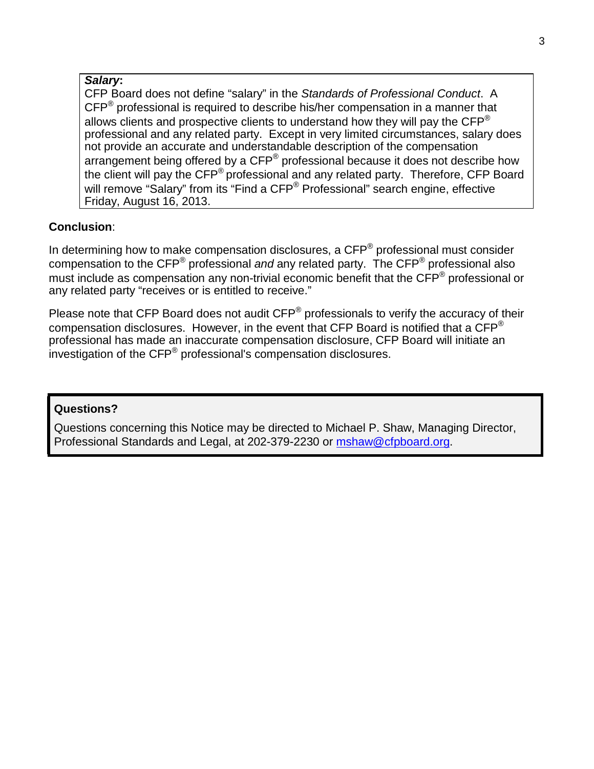***Salary*:**
CFP Board does not define "salary" in the *Standards of Professional Conduct*. A CFP® professional is required to describe his/her compensation in a manner that allows clients and prospective clients to understand how they will pay the CFP® professional and any related party. Except in very limited circumstances, salary does not provide an accurate and understandable description of the compensation arrangement being offered by a CFP® professional because it does not describe how the client will pay the CFP® professional and any related party. Therefore, CFP Board will remove "Salary" from its "Find a CFP® Professional" search engine, effective Friday, August 16, 2013.

**Conclusion**:

In determining how to make compensation disclosures, a CFP® professional must consider compensation to the CFP® professional *and* any related party. The CFP® professional also must include as compensation any non-trivial economic benefit that the CFP® professional or any related party "receives or is entitled to receive."

Please note that CFP Board does not audit CFP® professionals to verify the accuracy of their compensation disclosures. However, in the event that CFP Board is notified that a CFP® professional has made an inaccurate compensation disclosure, CFP Board will initiate an investigation of the CFP® professional's compensation disclosures.

**Questions?**

Questions concerning this Notice may be directed to Michael P. Shaw, Managing Director, Professional Standards and Legal, at 202-379-2230 or mshaw@cfpboard.org.